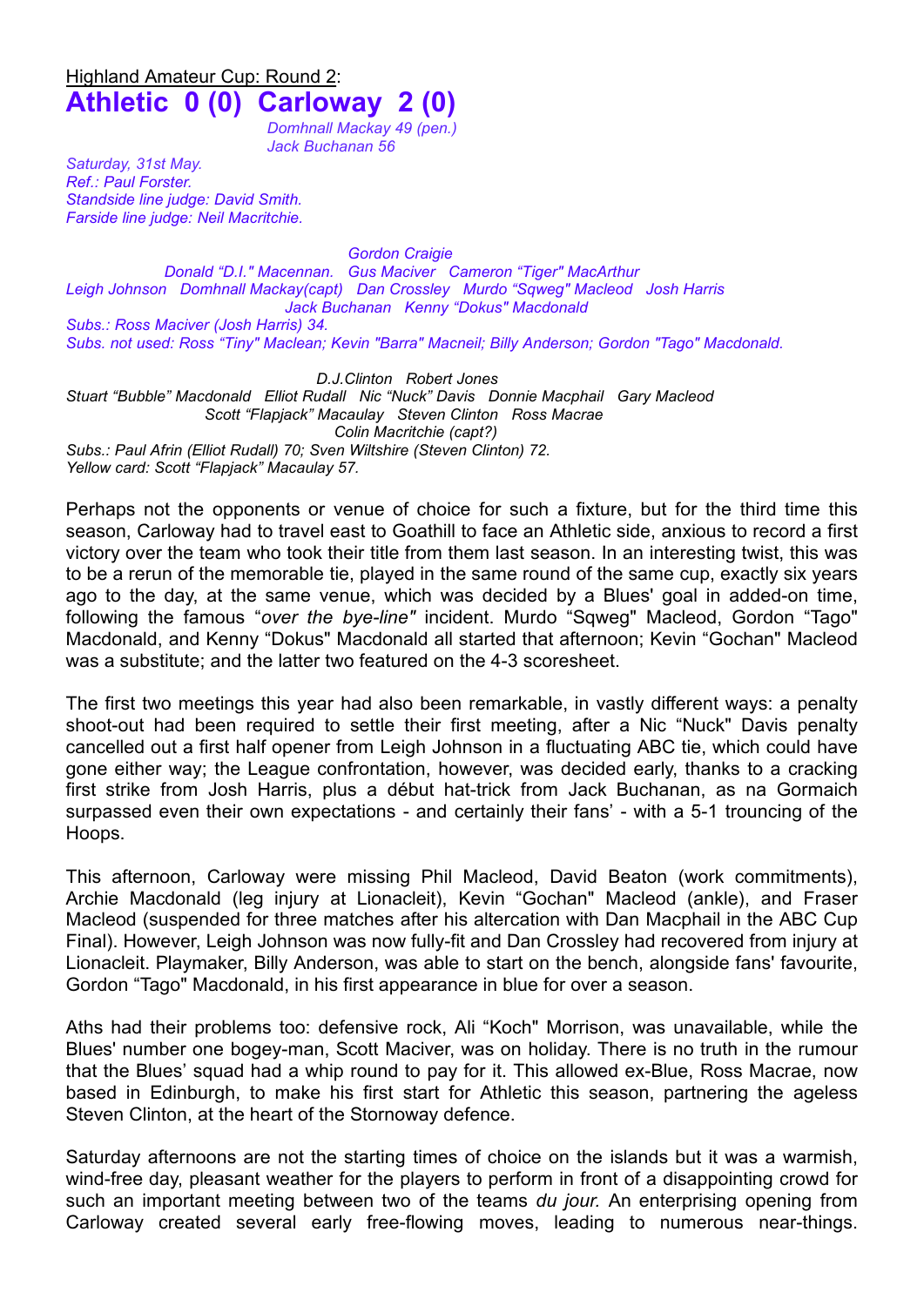Highland Amateur Cup: Round 2:

# Athletic 0 (0) Carloway 2 (0)

*Domhnall Mackay 49 (pen.)*
*Jack Buchanan 56*

*Saturday, 31st May.*
*Ref.: Paul Forster.*
*Standside line judge: David Smith.*
*Farside line judge: Neil Macritchie.*

*Gordon Craigie*
*Donald "D.I." Macennan. Gus Maciver Cameron "Tiger" MacArthur*
*Leigh Johnson Domhnall Mackay(capt) Dan Crossley Murdo "Sqweg" Macleod Josh Harris*
*Jack Buchanan Kenny "Dokus" Macdonald*
*Subs.: Ross Maciver (Josh Harris) 34.*
*Subs. not used: Ross "Tiny" Maclean; Kevin "Barra" Macneil; Billy Anderson; Gordon "Tago" Macdonald.*

*D.J.Clinton Robert Jones*
*Stuart "Bubble" Macdonald Elliot Rudall Nic "Nuck" Davis Donnie Macphail Gary Macleod*
*Scott "Flapjack" Macaulay Steven Clinton Ross Macrae*
*Colin Macritchie (capt?)*
*Subs.: Paul Afrin (Elliot Rudall) 70; Sven Wiltshire (Steven Clinton) 72.*
*Yellow card: Scott "Flapjack" Macaulay 57.*

Perhaps not the opponents or venue of choice for such a fixture, but for the third time this season, Carloway had to travel east to Goathill to face an Athletic side, anxious to record a first victory over the team who took their title from them last season. In an interesting twist, this was to be a rerun of the memorable tie, played in the same round of the same cup, exactly six years ago to the day, at the same venue, which was decided by a Blues' goal in added-on time, following the famous "*over the bye-line"* incident. Murdo "Sqweg" Macleod, Gordon "Tago" Macdonald, and Kenny "Dokus" Macdonald all started that afternoon; Kevin "Gochan" Macleod was a substitute; and the latter two featured on the 4-3 scoresheet.

The first two meetings this year had also been remarkable, in vastly different ways: a penalty shoot-out had been required to settle their first meeting, after a Nic "Nuck" Davis penalty cancelled out a first half opener from Leigh Johnson in a fluctuating ABC tie, which could have gone either way; the League confrontation, however, was decided early, thanks to a cracking first strike from Josh Harris, plus a début hat-trick from Jack Buchanan, as na Gormaich surpassed even their own expectations - and certainly their fans' - with a 5-1 trouncing of the Hoops.

This afternoon, Carloway were missing Phil Macleod, David Beaton (work commitments), Archie Macdonald (leg injury at Lionacleit), Kevin "Gochan" Macleod (ankle), and Fraser Macleod (suspended for three matches after his altercation with Dan Macphail in the ABC Cup Final). However, Leigh Johnson was now fully-fit and Dan Crossley had recovered from injury at Lionacleit. Playmaker, Billy Anderson, was able to start on the bench, alongside fans' favourite, Gordon "Tago" Macdonald, in his first appearance in blue for over a season.

Aths had their problems too: defensive rock, Ali "Koch" Morrison, was unavailable, while the Blues' number one bogey-man, Scott Maciver, was on holiday. There is no truth in the rumour that the Blues' squad had a whip round to pay for it. This allowed ex-Blue, Ross Macrae, now based in Edinburgh, to make his first start for Athletic this season, partnering the ageless Steven Clinton, at the heart of the Stornoway defence.

Saturday afternoons are not the starting times of choice on the islands but it was a warmish, wind-free day, pleasant weather for the players to perform in front of a disappointing crowd for such an important meeting between two of the teams *du jour.* An enterprising opening from Carloway created several early free-flowing moves, leading to numerous near-things.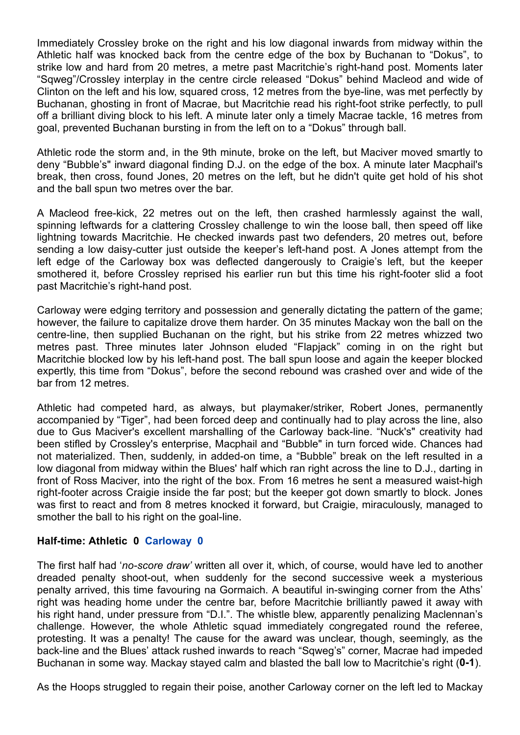Immediately Crossley broke on the right and his low diagonal inwards from midway within the Athletic half was knocked back from the centre edge of the box by Buchanan to "Dokus", to strike low and hard from 20 metres, a metre past Macritchie's right-hand post. Moments later "Sqweg"/Crossley interplay in the centre circle released "Dokus" behind Macleod and wide of Clinton on the left and his low, squared cross, 12 metres from the bye-line, was met perfectly by Buchanan, ghosting in front of Macrae, but Macritchie read his right-foot strike perfectly, to pull off a brilliant diving block to his left. A minute later only a timely Macrae tackle, 16 metres from goal, prevented Buchanan bursting in from the left on to a "Dokus" through ball.

Athletic rode the storm and, in the 9th minute, broke on the left, but Maciver moved smartly to deny "Bubble's" inward diagonal finding D.J. on the edge of the box. A minute later Macphail's break, then cross, found Jones, 20 metres on the left, but he didn't quite get hold of his shot and the ball spun two metres over the bar.

A Macleod free-kick, 22 metres out on the left, then crashed harmlessly against the wall, spinning leftwards for a clattering Crossley challenge to win the loose ball, then speed off like lightning towards Macritchie. He checked inwards past two defenders, 20 metres out, before sending a low daisy-cutter just outside the keeper's left-hand post. A Jones attempt from the left edge of the Carloway box was deflected dangerously to Craigie's left, but the keeper smothered it, before Crossley reprised his earlier run but this time his right-footer slid a foot past Macritchie's right-hand post.

Carloway were edging territory and possession and generally dictating the pattern of the game; however, the failure to capitalize drove them harder. On 35 minutes Mackay won the ball on the centre-line, then supplied Buchanan on the right, but his strike from 22 metres whizzed two metres past. Three minutes later Johnson eluded "Flapjack" coming in on the right but Macritchie blocked low by his left-hand post. The ball spun loose and again the keeper blocked expertly, this time from "Dokus", before the second rebound was crashed over and wide of the bar from 12 metres.

Athletic had competed hard, as always, but playmaker/striker, Robert Jones, permanently accompanied by "Tiger", had been forced deep and continually had to play across the line, also due to Gus Maciver's excellent marshalling of the Carloway back-line. "Nuck's" creativity had been stifled by Crossley's enterprise, Macphail and "Bubble" in turn forced wide. Chances had not materialized. Then, suddenly, in added-on time, a "Bubble" break on the left resulted in a low diagonal from midway within the Blues' half which ran right across the line to D.J., darting in front of Ross Maciver, into the right of the box. From 16 metres he sent a measured waist-high right-footer across Craigie inside the far post; but the keeper got down smartly to block. Jones was first to react and from 8 metres knocked it forward, but Craigie, miraculously, managed to smother the ball to his right on the goal-line.

**Half-time: Athletic 0 Carloway 0**

The first half had '*no-score draw'* written all over it, which, of course, would have led to another dreaded penalty shoot-out, when suddenly for the second successive week a mysterious penalty arrived, this time favouring na Gormaich. A beautiful in-swinging corner from the Aths' right was heading home under the centre bar, before Macritchie brilliantly pawed it away with his right hand, under pressure from "D.I.". The whistle blew, apparently penalizing Maclennan's challenge. However, the whole Athletic squad immediately congregated round the referee, protesting. It was a penalty! The cause for the award was unclear, though, seemingly, as the back-line and the Blues' attack rushed inwards to reach "Sqweg's" corner, Macrae had impeded Buchanan in some way. Mackay stayed calm and blasted the ball low to Macritchie's right (**0-1**).

As the Hoops struggled to regain their poise, another Carloway corner on the left led to Mackay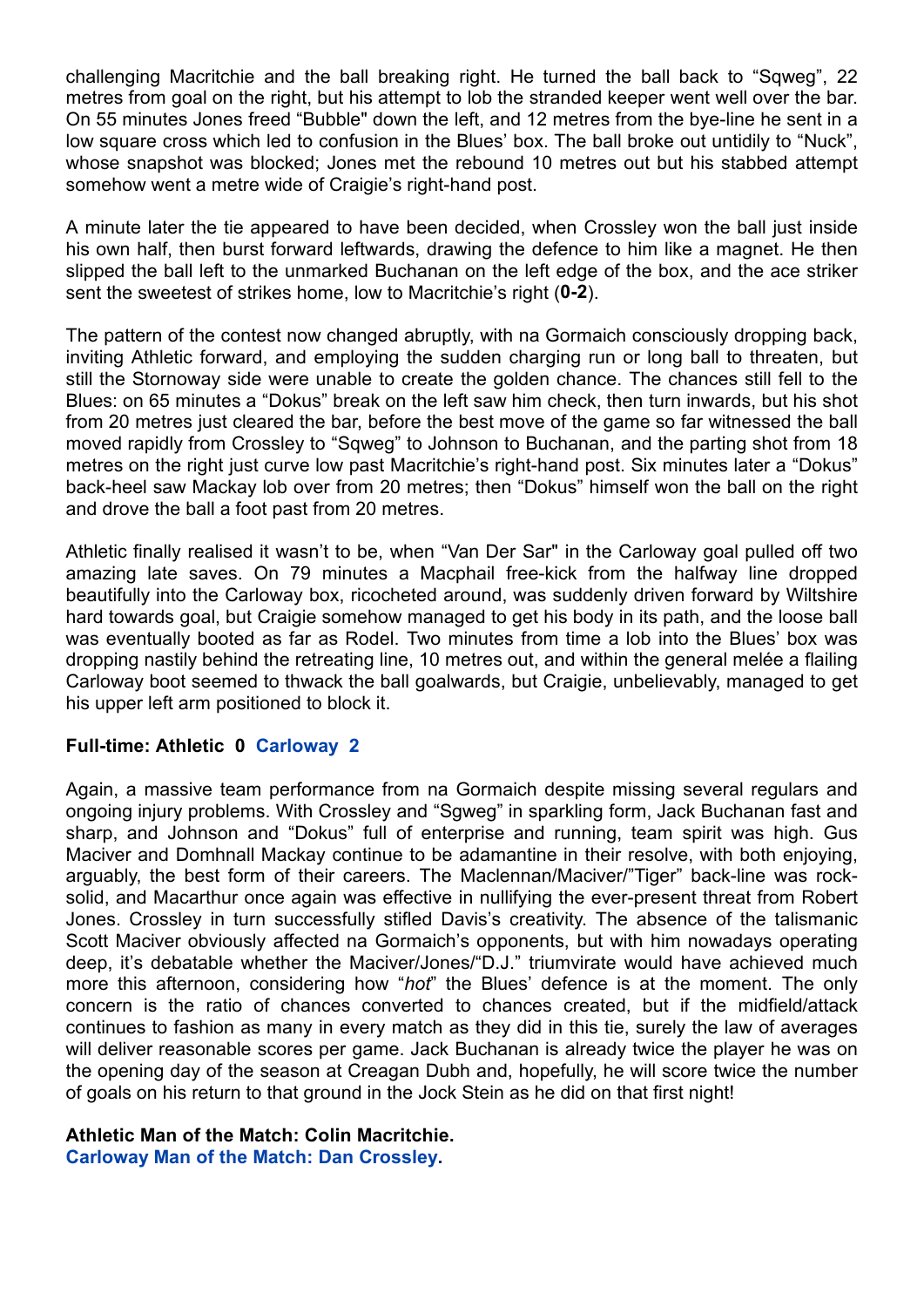challenging Macritchie and the ball breaking right. He turned the ball back to "Sqweg", 22 metres from goal on the right, but his attempt to lob the stranded keeper went well over the bar. On 55 minutes Jones freed "Bubble" down the left, and 12 metres from the bye-line he sent in a low square cross which led to confusion in the Blues' box. The ball broke out untidily to "Nuck", whose snapshot was blocked; Jones met the rebound 10 metres out but his stabbed attempt somehow went a metre wide of Craigie's right-hand post.

A minute later the tie appeared to have been decided, when Crossley won the ball just inside his own half, then burst forward leftwards, drawing the defence to him like a magnet. He then slipped the ball left to the unmarked Buchanan on the left edge of the box, and the ace striker sent the sweetest of strikes home, low to Macritchie's right (**0-2**).

The pattern of the contest now changed abruptly, with na Gormaich consciously dropping back, inviting Athletic forward, and employing the sudden charging run or long ball to threaten, but still the Stornoway side were unable to create the golden chance. The chances still fell to the Blues: on 65 minutes a "Dokus" break on the left saw him check, then turn inwards, but his shot from 20 metres just cleared the bar, before the best move of the game so far witnessed the ball moved rapidly from Crossley to "Sqweg" to Johnson to Buchanan, and the parting shot from 18 metres on the right just curve low past Macritchie's right-hand post. Six minutes later a "Dokus" back-heel saw Mackay lob over from 20 metres; then "Dokus" himself won the ball on the right and drove the ball a foot past from 20 metres.

Athletic finally realised it wasn't to be, when "Van Der Sar" in the Carloway goal pulled off two amazing late saves. On 79 minutes a Macphail free-kick from the halfway line dropped beautifully into the Carloway box, ricocheted around, was suddenly driven forward by Wiltshire hard towards goal, but Craigie somehow managed to get his body in its path, and the loose ball was eventually booted as far as Rodel. Two minutes from time a lob into the Blues' box was dropping nastily behind the retreating line, 10 metres out, and within the general melée a flailing Carloway boot seemed to thwack the ball goalwards, but Craigie, unbelievably, managed to get his upper left arm positioned to block it.

**Full-time: Athletic 0 Carloway 2**

Again, a massive team performance from na Gormaich despite missing several regulars and ongoing injury problems. With Crossley and "Sgweg" in sparkling form, Jack Buchanan fast and sharp, and Johnson and "Dokus" full of enterprise and running, team spirit was high. Gus Maciver and Domhnall Mackay continue to be adamantine in their resolve, with both enjoying, arguably, the best form of their careers. The Maclennan/Maciver/"Tiger" back-line was rock-solid, and Macarthur once again was effective in nullifying the ever-present threat from Robert Jones. Crossley in turn successfully stifled Davis's creativity. The absence of the talismanic Scott Maciver obviously affected na Gormaich's opponents, but with him nowadays operating deep, it's debatable whether the Maciver/Jones/"D.J." triumvirate would have achieved much more this afternoon, considering how "*hot*" the Blues' defence is at the moment. The only concern is the ratio of chances converted to chances created, but if the midfield/attack continues to fashion as many in every match as they did in this tie, surely the law of averages will deliver reasonable scores per game. Jack Buchanan is already twice the player he was on the opening day of the season at Creagan Dubh and, hopefully, he will score twice the number of goals on his return to that ground in the Jock Stein as he did on that first night!

**Athletic Man of the Match: Colin Macritchie.**
**Carloway Man of the Match: Dan Crossley.**